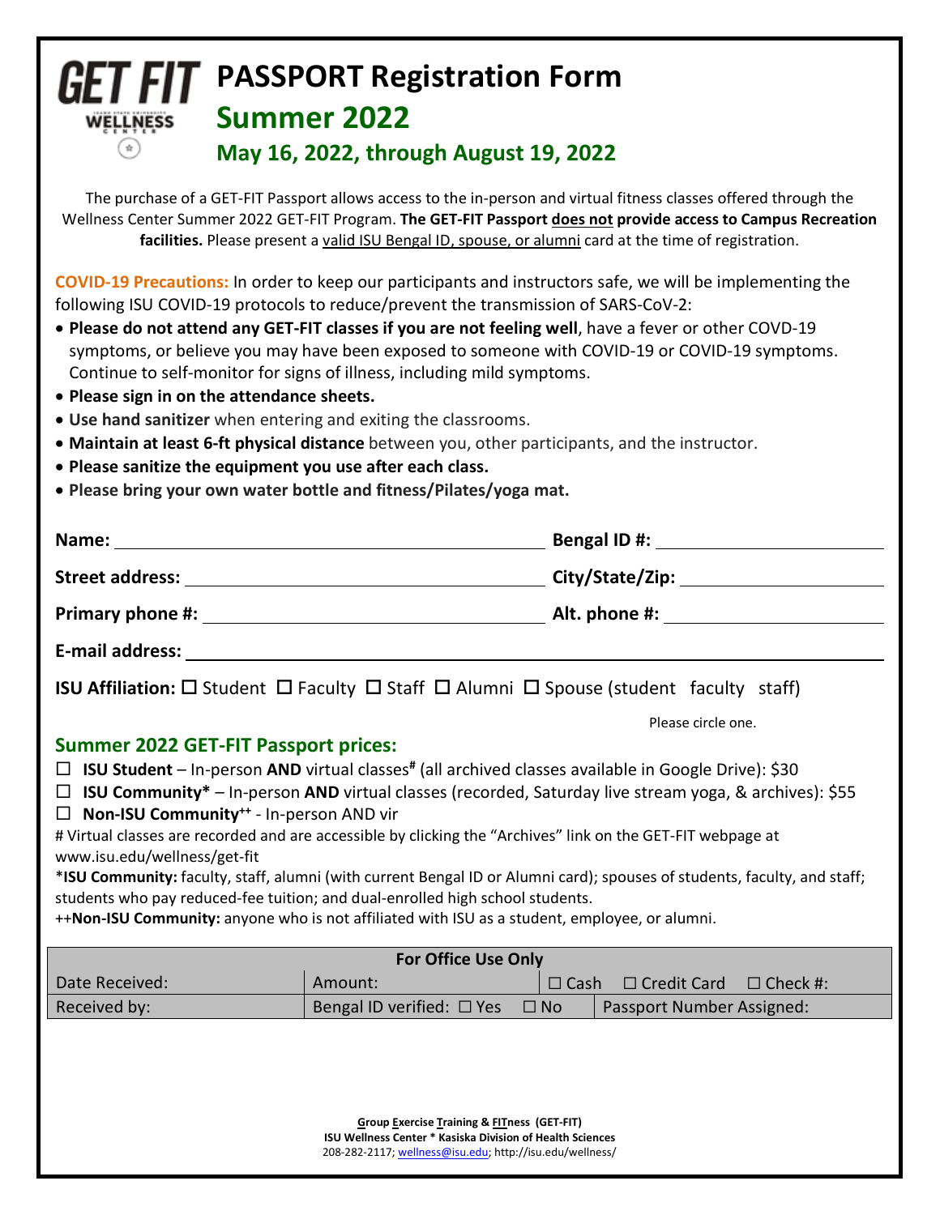# GET FIT PASSPORT Registration Form

## Summer 2022

### May 16, 2022, through August 19, 2022

The purchase of a GET-FIT Passport allows access to the in-person and virtual fitness classes offered through the Wellness Center Summer 2022 GET-FIT Program. **The GET-FIT Passport does not provide access to Campus Recreation facilities.** Please present a valid ISU Bengal ID, spouse, or alumni card at the time of registration.

**COVID-19 Precautions:** In order to keep our participants and instructors safe, we will be implementing the following ISU COVID-19 protocols to reduce/prevent the transmission of SARS-CoV-2:

- **Please do not attend any GET-FIT classes if you are not feeling well**, have a fever or other COVD-19 symptoms, or believe you may have been exposed to someone with COVID-19 or COVID-19 symptoms. Continue to self-monitor for signs of illness, including mild symptoms.
- **Please sign in on the attendance sheets.**
- **Use hand sanitizer** when entering and exiting the classrooms.
- **Maintain at least 6-ft physical distance** between you, other participants, and the instructor.
- **Please sanitize the equipment you use after each class.**
- **Please bring your own water bottle and fitness/Pilates/yoga mat.**

**Name:** ______________________ **Bengal ID #:** ______________________

**Street address:** ______________________ **City/State/Zip:** ______________________

**Primary phone #:** ______________________ **Alt. phone #:** ______________________

**E-mail address:** ______________________

**ISU Affiliation:** ☐ Student ☐ Faculty ☐ Staff ☐ Alumni ☐ Spouse (student faculty staff)

Please circle one.

### Summer 2022 GET-FIT Passport prices:

- ☐ **ISU Student** – In-person **AND** virtual classes# (all archived classes available in Google Drive): $30
- ☐ **ISU Community*** – In-person **AND** virtual classes (recorded, Saturday live stream yoga, & archives): $55
- ☐ **Non-ISU Community++** - In-person AND vir

# Virtual classes are recorded and are accessible by clicking the "Archives" link on the GET-FIT webpage at www.isu.edu/wellness/get-fit

***ISU Community:** faculty, staff, alumni (with current Bengal ID or Alumni card); spouses of students, faculty, and staff; students who pay reduced-fee tuition; and dual-enrolled high school students.

++**Non-ISU Community:** anyone who is not affiliated with ISU as a student, employee, or alumni.

| For Office Use Only | | |
|---|---|---|
| Date Received: | Amount: | ☐ Cash ☐ Credit Card ☐ Check #: |
| Received by: | Bengal ID verified: ☐ Yes ☐ No | Passport Number Assigned: |

**Group Exercise Training & FITness (GET-FIT)**
**ISU Wellness Center * Kasiska Division of Health Sciences**
208-282-2117; wellness@isu.edu; http://isu.edu/wellness/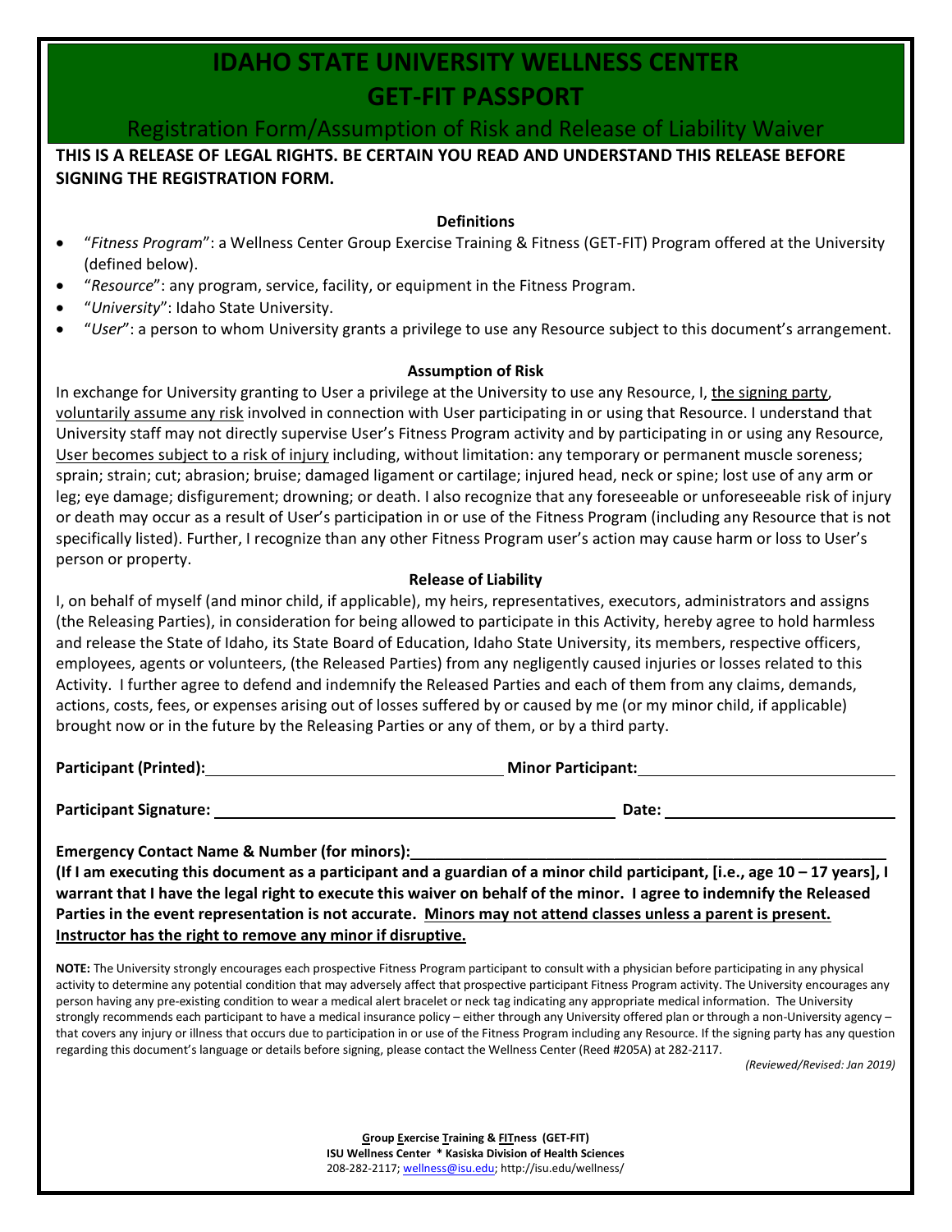# IDAHO STATE UNIVERSITY WELLNESS CENTER
# GET-FIT PASSPORT

## Registration Form/Assumption of Risk and Release of Liability Waiver

**THIS IS A RELEASE OF LEGAL RIGHTS. BE CERTAIN YOU READ AND UNDERSTAND THIS RELEASE BEFORE SIGNING THE REGISTRATION FORM.**

### Definitions

- "*Fitness Program*": a Wellness Center Group Exercise Training & Fitness (GET-FIT) Program offered at the University (defined below).
- "*Resource*": any program, service, facility, or equipment in the Fitness Program.
- "*University*": Idaho State University.
- "*User*": a person to whom University grants a privilege to use any Resource subject to this document's arrangement.

### Assumption of Risk

In exchange for University granting to User a privilege at the University to use any Resource, I, <u>the signing party</u>, <u>voluntarily assume any risk</u> involved in connection with User participating in or using that Resource. I understand that University staff may not directly supervise User's Fitness Program activity and by participating in or using any Resource, <u>User becomes subject to a risk of injury</u> including, without limitation: any temporary or permanent muscle soreness; sprain; strain; cut; abrasion; bruise; damaged ligament or cartilage; injured head, neck or spine; lost use of any arm or leg; eye damage; disfigurement; drowning; or death. I also recognize that any foreseeable or unforeseeable risk of injury or death may occur as a result of User's participation in or use of the Fitness Program (including any Resource that is not specifically listed). Further, I recognize than any other Fitness Program user's action may cause harm or loss to User's person or property.

### Release of Liability

I, on behalf of myself (and minor child, if applicable), my heirs, representatives, executors, administrators and assigns (the Releasing Parties), in consideration for being allowed to participate in this Activity, hereby agree to hold harmless and release the State of Idaho, its State Board of Education, Idaho State University, its members, respective officers, employees, agents or volunteers, (the Released Parties) from any negligently caused injuries or losses related to this Activity. I further agree to defend and indemnify the Released Parties and each of them from any claims, demands, actions, costs, fees, or expenses arising out of losses suffered by or caused by me (or my minor child, if applicable) brought now or in the future by the Releasing Parties or any of them, or by a third party.

**Participant (Printed):** ______________________ **Minor Participant:** ______________________

**Participant Signature:** ______________________ **Date:** ______________________

**Emergency Contact Name & Number (for minors):** ______________________

**(If I am executing this document as a participant and a guardian of a minor child participant, [i.e., age 10 – 17 years], I warrant that I have the legal right to execute this waiver on behalf of the minor. I agree to indemnify the Released Parties in the event representation is not accurate. <u>Minors may not attend classes unless a parent is present. Instructor has the right to remove any minor if disruptive.</u>**

**NOTE:** The University strongly encourages each prospective Fitness Program participant to consult with a physician before participating in any physical activity to determine any potential condition that may adversely affect that prospective participant Fitness Program activity. The University encourages any person having any pre-existing condition to wear a medical alert bracelet or neck tag indicating any appropriate medical information. The University strongly recommends each participant to have a medical insurance policy – either through any University offered plan or through a non-University agency – that covers any injury or illness that occurs due to participation in or use of the Fitness Program including any Resource. If the signing party has any question regarding this document's language or details before signing, please contact the Wellness Center (Reed #205A) at 282-2117.

*(Reviewed/Revised: Jan 2019)*

**Group Exercise Training & FITness (GET-FIT)**
**ISU Wellness Center * Kasiska Division of Health Sciences**
208-282-2117; wellness@isu.edu; http://isu.edu/wellness/